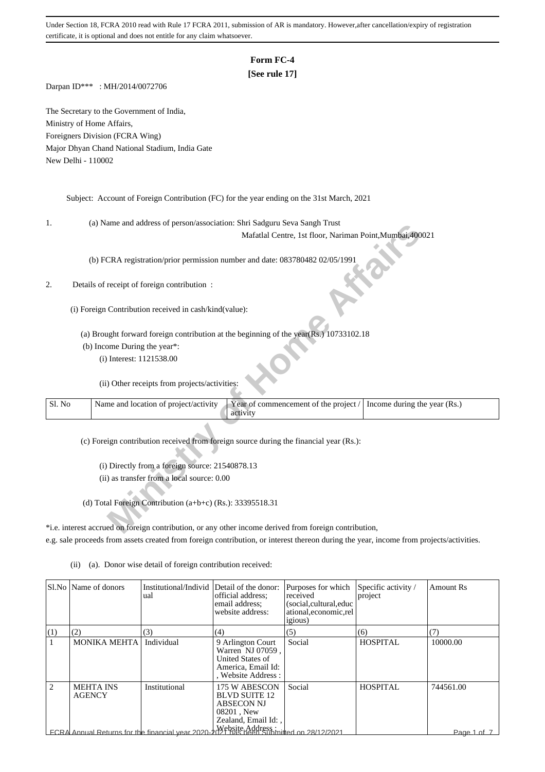Under Section 18, FCRA 2010 read with Rule 17 FCRA 2011, submission of AR is mandatory. However,after cancellation/expiry of registration certificate, it is optional and does not entitle for any claim whatsoever.

# Form FC-4

**[See rule 17]**

Darpan ID*** : MH/2014/0072706

The Secretary to the Government of India,
Ministry of Home Affairs,
Foreigners Division (FCRA Wing)
Major Dhyan Chand National Stadium, India Gate
New Delhi - 110002

Subject: Account of Foreign Contribution (FC) for the year ending on the 31st March, 2021

1. (a) Name and address of person/association: Shri Sadguru Seva Sangh Trust
Mafatlal Centre, 1st floor, Nariman Point,Mumbai,400021

(b) FCRA registration/prior permission number and date: 083780482 02/05/1991

2. Details of receipt of foreign contribution :

(i) Foreign Contribution received in cash/kind(value):

(a) Brought forward foreign contribution at the beginning of the year(Rs.) 10733102.18

(b) Income During the year*:

(i) Interest: 1121538.00

(ii) Other receipts from projects/activities:

| Sl. No | Name and location of project/activity | Year of commencement of the project / activity | Income during the year (Rs.) |
|---|---|---|---|

(c) Foreign contribution received from foreign source during the financial year (Rs.):

(i) Directly from a foreign source: 21540878.13

(ii) as transfer from a local source: 0.00

(d) Total Foreign Contribution (a+b+c) (Rs.): 33395518.31

*i.e. interest accrued on foreign contribution, or any other income derived from foreign contribution,
e.g. sale proceeds from assets created from foreign contribution, or interest thereon during the year, income from projects/activities.

(ii) (a). Donor wise detail of foreign contribution received:

| Sl.No | Name of donors | Institutional/Individual | Detail of the donor: official address; email address; website address: | Purposes for which received (social,cultural,educational,economic,religious) | Specific activity / project | Amount Rs |
|---|---|---|---|---|---|---|
| (1) | (2) | (3) | (4) | (5) | (6) | (7) |
| 1 | MONIKA MEHTA | Individual | 9 Arlington Court Warren NJ 07059 , United States of America, Email Id: , Website Address : | Social | HOSPITAL | 10000.00 |
| 2 | MEHTA INS AGENCY | Institutional | 175 W ABESCON BLVD SUITE 12 ABSECON NJ 08201 , New Zealand, Email Id: , Website Address : | Social | HOSPITAL | 744561.00 |

FCRA Annual Returns for the financial year 2020-2021 has been submitted on 28/12/2021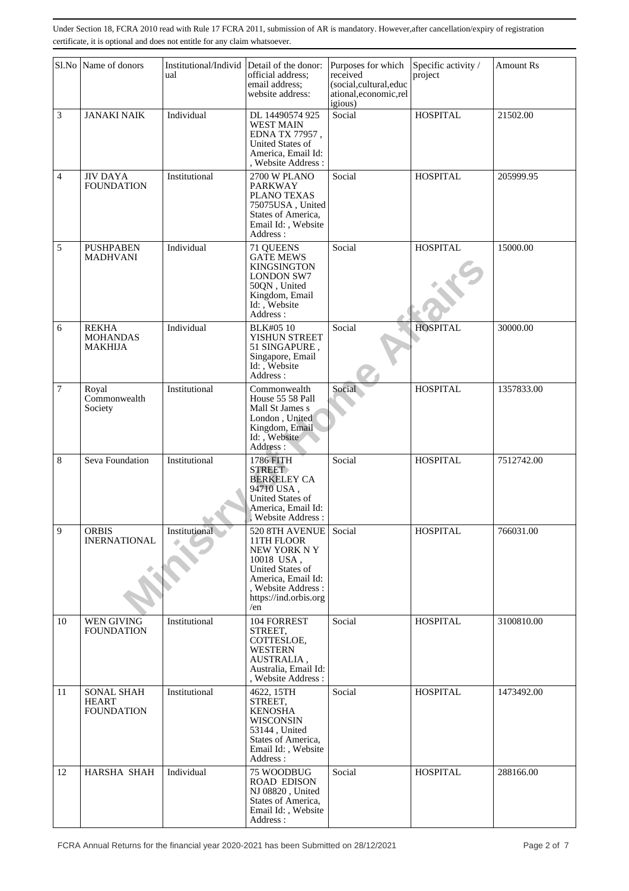Under Section 18, FCRA 2010 read with Rule 17 FCRA 2011, submission of AR is mandatory. However,after cancellation/expiry of registration certificate, it is optional and does not entitle for any claim whatsoever.

| Sl.No | Name of donors | Institutional/Individual | Detail of the donor: official address; email address; website address: | Purposes for which received (social,cultural,educational,economic,religious) | Specific activity / project | Amount Rs |
|---|---|---|---|---|---|---|
| 3 | JANAKI NAIK | Individual | DL 14490574 925 WEST MAIN EDNA TX 77957 , United States of America, Email Id: , Website Address : | Social | HOSPITAL | 21502.00 |
| 4 | JIV DAYA FOUNDATION | Institutional | 2700 W PLANO PARKWAY PLANO TEXAS 75075USA , United States of America, Email Id: , Website Address : | Social | HOSPITAL | 205999.95 |
| 5 | PUSHPABEN MADHVANI | Individual | 71 QUEENS GATE MEWS KINGSINGTON LONDON SW7 50QN , United Kingdom, Email Id: , Website Address : | Social | HOSPITAL | 15000.00 |
| 6 | REKHA MOHANDAS MAKHIJA | Individual | BLK#05 10 YISHUN STREET 51 SINGAPURE , Singapore, Email Id: , Website Address : | Social | HOSPITAL | 30000.00 |
| 7 | Royal Commonwealth Society | Institutional | Commonwealth House 55 58 Pall Mall St James s London , United Kingdom, Email Id: , Website Address : | Social | HOSPITAL | 1357833.00 |
| 8 | Seva Foundation | Institutional | 1786 FITH STREET BERKELEY CA 94710 USA , United States of America, Email Id: , Website Address : | Social | HOSPITAL | 7512742.00 |
| 9 | ORBIS INERNATIONAL | Institutional | 520 8TH AVENUE 11TH FLOOR NEW YORK N Y 10018 USA , United States of America, Email Id: , Website Address : https://ind.orbis.org/en | Social | HOSPITAL | 766031.00 |
| 10 | WEN GIVING FOUNDATION | Institutional | 104 FORREST STREET, COTTESLOE, WESTERN AUSTRALIA , Australia, Email Id: , Website Address : | Social | HOSPITAL | 3100810.00 |
| 11 | SONAL SHAH HEART FOUNDATION | Institutional | 4622, 15TH STREET, KENOSHA WISCONSIN 53144 , United States of America, Email Id: , Website Address : | Social | HOSPITAL | 1473492.00 |
| 12 | HARSHA SHAH | Individual | 75 WOODBUG ROAD EDISON NJ 08820 , United States of America, Email Id: , Website Address : | Social | HOSPITAL | 288166.00 |

FCRA Annual Returns for the financial year 2020-2021 has been Submitted on 28/12/2021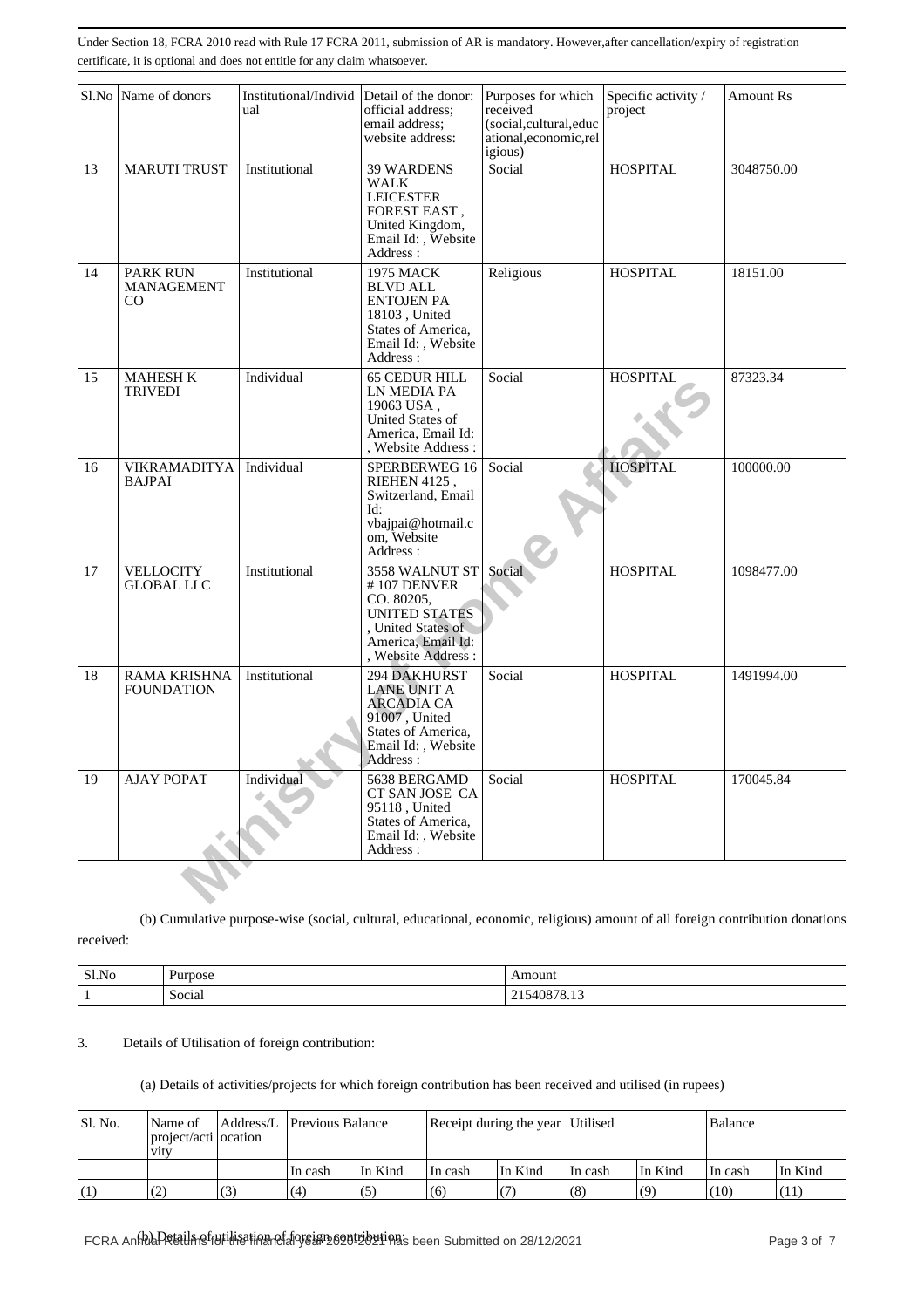Under Section 18, FCRA 2010 read with Rule 17 FCRA 2011, submission of AR is mandatory. However,after cancellation/expiry of registration certificate, it is optional and does not entitle for any claim whatsoever.

| Sl.No | Name of donors | Institutional/Individual | Detail of the donor: official address; email address; website address: | Purposes for which received (social,cultural,educational,economic,religious) | Specific activity / project | Amount Rs |
|---|---|---|---|---|---|---|
| 13 | MARUTI TRUST | Institutional | 39 WARDENS WALK LEICESTER FOREST EAST , United Kingdom, Email Id: , Website Address : | Social | HOSPITAL | 3048750.00 |
| 14 | PARK RUN MANAGEMENT CO | Institutional | 1975 MACK BLVD ALL ENTOJEN PA 18103 , United States of America, Email Id: , Website Address : | Religious | HOSPITAL | 18151.00 |
| 15 | MAHESH K TRIVEDI | Individual | 65 CEDUR HILL LN MEDIA PA 19063 USA , United States of America, Email Id: , Website Address : | Social | HOSPITAL | 87323.34 |
| 16 | VIKRAMADITYA BAJPAI | Individual | SPERBERWEG 16 RIEHEN 4125 , Switzerland, Email Id: vbajpai@hotmail.com, Website Address : | Social | HOSPITAL | 100000.00 |
| 17 | VELLOCITY GLOBAL LLC | Institutional | 3558 WALNUT ST # 107 DENVER CO. 80205, UNITED STATES , United States of America, Email Id: , Website Address : | Social | HOSPITAL | 1098477.00 |
| 18 | RAMA KRISHNA FOUNDATION | Institutional | 294 DAKHURST LANE UNIT A ARCADIA CA 91007 , United States of America, Email Id: , Website Address : | Social | HOSPITAL | 1491994.00 |
| 19 | AJAY POPAT | Individual | 5638 BERGAMD CT SAN JOSE CA 95118 , United States of America, Email Id: , Website Address : | Social | HOSPITAL | 170045.84 |

(b) Cumulative purpose-wise (social, cultural, educational, economic, religious) amount of all foreign contribution donations received:

| Sl.No | Purpose | Amount |
|---|---|---|
| 1 | Social | 21540878.13 |

3. Details of Utilisation of foreign contribution:

(a) Details of activities/projects for which foreign contribution has been received and utilised (in rupees)

| Sl. No. | Name of project/activity | Address/Location | Previous Balance | | Receipt during the year | | Utilised | | Balance | |
|---|---|---|---|---|---|---|---|---|---|---|
| | | | In cash | In Kind | In cash | In Kind | In cash | In Kind | In cash | In Kind |
| (1) | (2) | (3) | (4) | (5) | (6) | (7) | (8) | (9) | (10) | (11) |

(b) Details of utilisation of foreign contribution: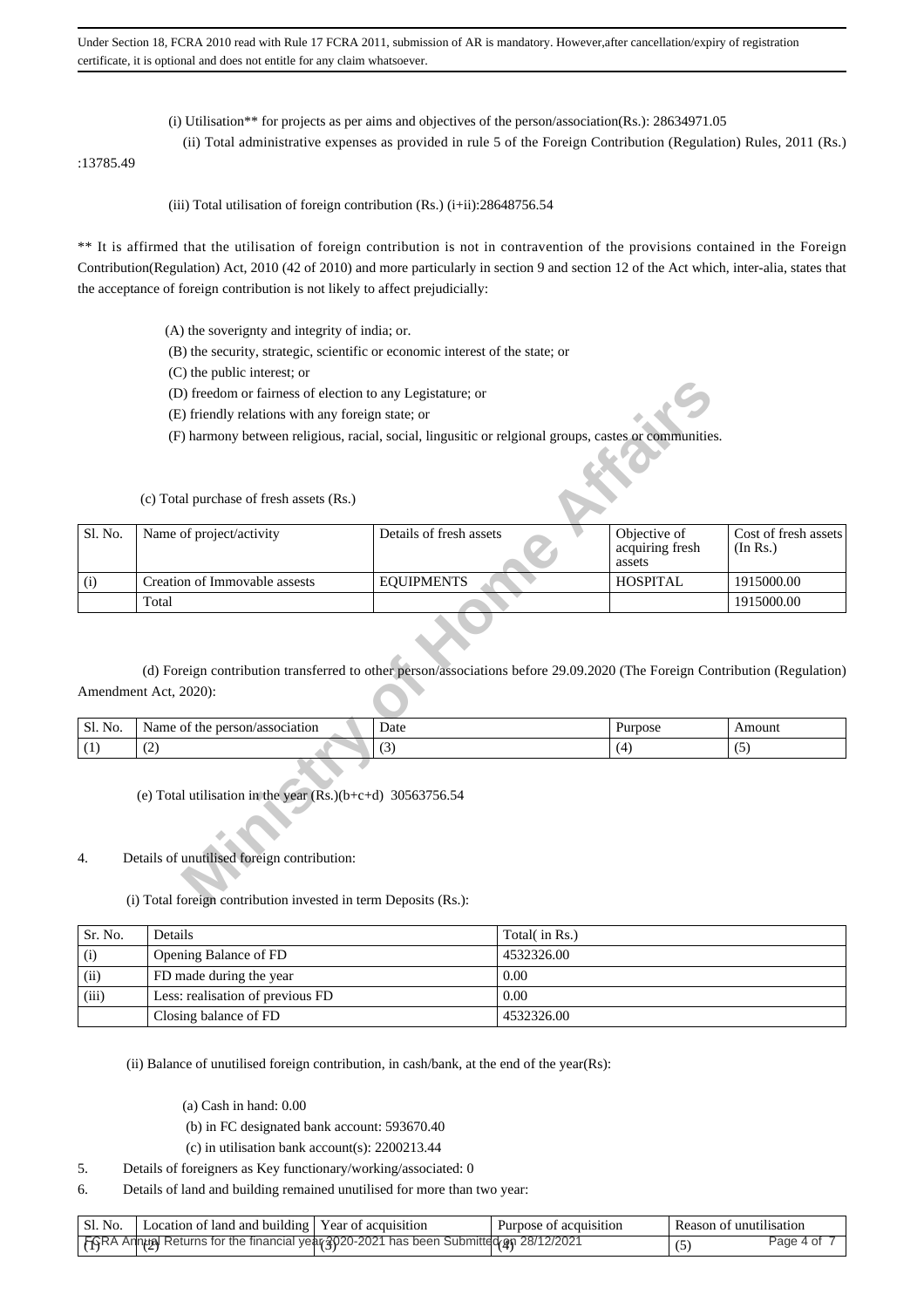Under Section 18, FCRA 2010 read with Rule 17 FCRA 2011, submission of AR is mandatory. However,after cancellation/expiry of registration certificate, it is optional and does not entitle for any claim whatsoever.

(i) Utilisation** for projects as per aims and objectives of the person/association(Rs.): 28634971.05

(ii) Total administrative expenses as provided in rule 5 of the Foreign Contribution (Regulation) Rules, 2011 (Rs.) :13785.49

(iii) Total utilisation of foreign contribution (Rs.) (i+ii):28648756.54

** It is affirmed that the utilisation of foreign contribution is not in contravention of the provisions contained in the Foreign Contribution(Regulation) Act, 2010 (42 of 2010) and more particularly in section 9 and section 12 of the Act which, inter-alia, states that the acceptance of foreign contribution is not likely to affect prejudicially:

(A) the soverignty and integrity of india; or.

(B) the security, strategic, scientific or economic interest of the state; or

(C) the public interest; or

(D) freedom or fairness of election to any Legistature; or

(E) friendly relations with any foreign state; or

(F) harmony between religious, racial, social, lingusitic or relgional groups, castes or communities.

(c) Total purchase of fresh assets (Rs.)

| Sl. No. | Name of project/activity | Details of fresh assets | Objective of acquiring fresh assets | Cost of fresh assets (In Rs.) |
|---|---|---|---|---|
| (i) | Creation of Immovable assests | EQUIPMENTS | HOSPITAL | 1915000.00 |
| | Total | | | 1915000.00 |

(d) Foreign contribution transferred to other person/associations before 29.09.2020 (The Foreign Contribution (Regulation) Amendment Act, 2020):

| Sl. No. | Name of the person/association | Date | Purpose | Amount |
|---|---|---|---|---|
| (1) | (2) | (3) | (4) | (5) |

(e) Total utilisation in the year (Rs.)(b+c+d) 30563756.54

4. Details of unutilised foreign contribution:

(i) Total foreign contribution invested in term Deposits (Rs.):

| Sr. No. | Details | Total( in Rs.) |
|---|---|---|
| (i) | Opening Balance of FD | 4532326.00 |
| (ii) | FD made during the year | 0.00 |
| (iii) | Less: realisation of previous FD | 0.00 |
| | Closing balance of FD | 4532326.00 |

(ii) Balance of unutilised foreign contribution, in cash/bank, at the end of the year(Rs):

(a) Cash in hand: 0.00

(b) in FC designated bank account: 593670.40

(c) in utilisation bank account(s): 2200213.44

5. Details of foreigners as Key functionary/working/associated: 0

6. Details of land and building remained unutilised for more than two year:

| Sl. No. | Location of land and building | Year of acquisition | Purpose of acquisition | Reason of unutilisation |
|---|---|---|---|---|
| (1) | (2) | (3) | (4) | (5) |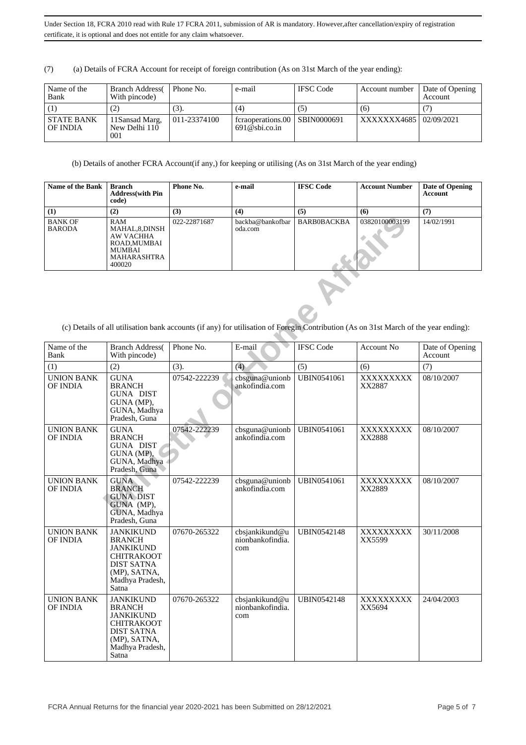Under Section 18, FCRA 2010 read with Rule 17 FCRA 2011, submission of AR is mandatory. However,after cancellation/expiry of registration certificate, it is optional and does not entitle for any claim whatsoever.

(7) (a) Details of FCRA Account for receipt of foreign contribution (As on 31st March of the year ending):

| Name of the Bank | Branch Address( With pincode) | Phone No. | e-mail | IFSC Code | Account number | Date of Opening Account |
|---|---|---|---|---|---|---|
| (1) | (2) | (3). | (4) | (5) | (6) | (7) |
| STATE BANK OF INDIA | 11Sansad Marg, New Delhi 110 001 | 011-23374100 | fcraoperations.00691@sbi.co.in | SBIN0000691 | XXXXXXX4685 | 02/09/2021 |

(b) Details of another FCRA Account(if any,) for keeping or utilising (As on 31st March of the year ending)

| Name of the Bank | Branch Address(with Pin code) | Phone No. | e-mail | IFSC Code | Account Number | Date of Opening Account |
|---|---|---|---|---|---|---|
| (1) | (2) | (3) | (4) | (5) | (6) | (7) |
| BANK OF BARODA | RAM MAHAL,8,DINSHAW VACHHA ROAD,MUMBAI MUMBAI MAHARASHTRA 400020 | 022-22871687 | backba@bankofbaroda.com | BARB0BACKBA | 03820100003199 | 14/02/1991 |

(c) Details of all utilisation bank accounts (if any) for utilisation of Foregin Contribution (As on 31st March of the year ending):

| Name of the Bank | Branch Address( With pincode) | Phone No. | E-mail | IFSC Code | Account No | Date of Opening Account |
|---|---|---|---|---|---|---|
| (1) | (2) | (3). | (4) | (5) | (6) | (7) |
| UNION BANK OF INDIA | GUNA BRANCH GUNA DIST GUNA (MP), GUNA, Madhya Pradesh, Guna | 07542-222239 | cbsguna@unionbankofindia.com | UBIN0541061 | XXXXXXXXXX2887 | 08/10/2007 |
| UNION BANK OF INDIA | GUNA BRANCH GUNA DIST GUNA (MP), GUNA, Madhya Pradesh, Guna | 07542-222239 | cbsguna@unionbankofindia.com | UBIN0541061 | XXXXXXXXXX2888 | 08/10/2007 |
| UNION BANK OF INDIA | GUNA BRANCH GUNA DIST GUNA (MP), GUNA, Madhya Pradesh, Guna | 07542-222239 | cbsguna@unionbankofindia.com | UBIN0541061 | XXXXXXXXXX2889 | 08/10/2007 |
| UNION BANK OF INDIA | JANKIKUND BRANCH JANKIKUND CHITRAKOOT DIST SATNA (MP), SATNA, Madhya Pradesh, Satna | 07670-265322 | cbsjankikund@unionbankofindia.com | UBIN0542148 | XXXXXXXXXX5599 | 30/11/2008 |
| UNION BANK OF INDIA | JANKIKUND BRANCH JANKIKUND CHITRAKOOT DIST SATNA (MP), SATNA, Madhya Pradesh, Satna | 07670-265322 | cbsjankikund@unionbankofindia.com | UBIN0542148 | XXXXXXXXXX5694 | 24/04/2003 |

FCRA Annual Returns for the financial year 2020-2021 has been Submitted on 28/12/2021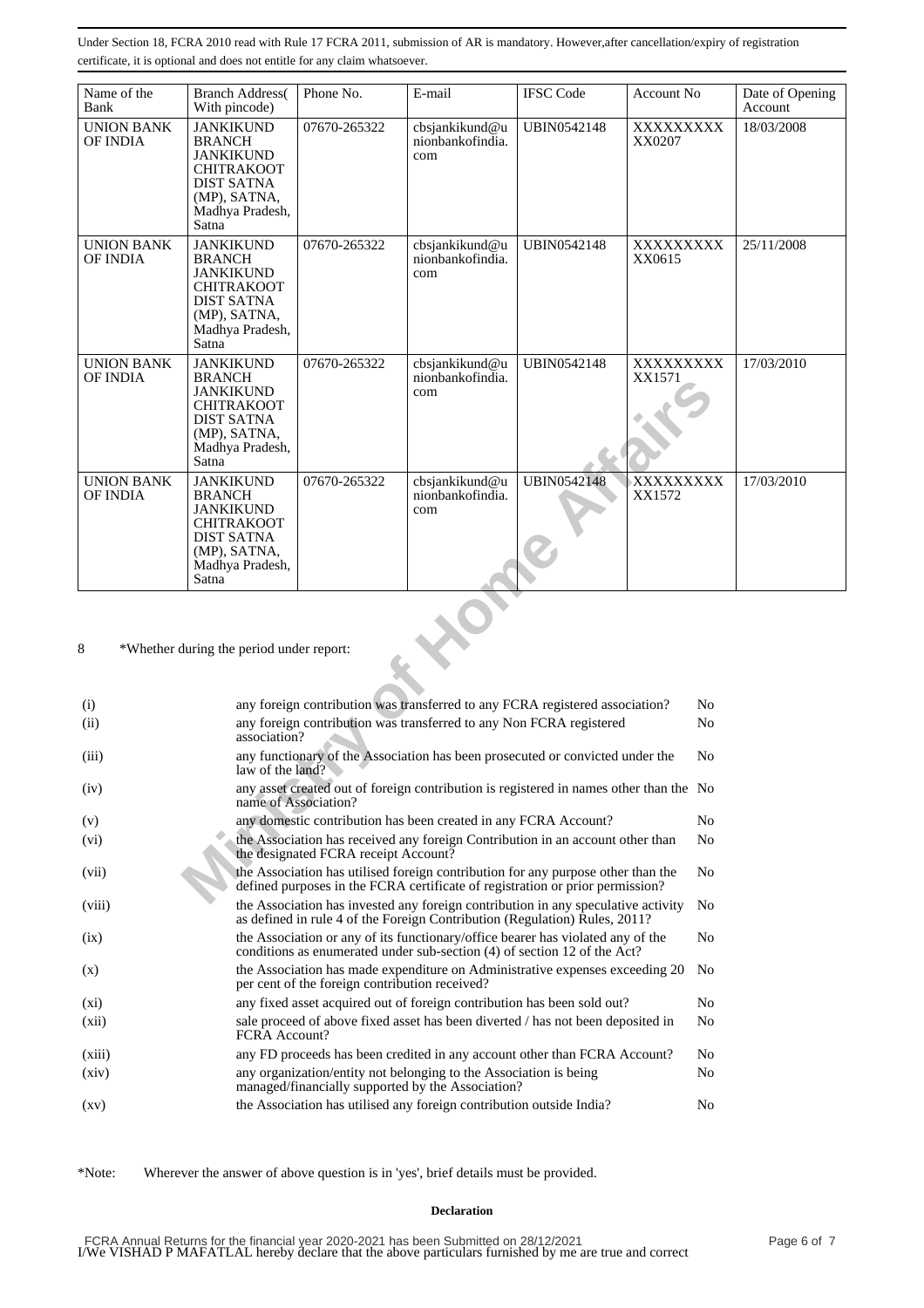Under Section 18, FCRA 2010 read with Rule 17 FCRA 2011, submission of AR is mandatory. However,after cancellation/expiry of registration certificate, it is optional and does not entitle for any claim whatsoever.

| Name of the Bank | Branch Address( With pincode) | Phone No. | E-mail | IFSC Code | Account No | Date of Opening Account |
|---|---|---|---|---|---|---|
| UNION BANK OF INDIA | JANKIKUND BRANCH JANKIKUND CHITRAKOOT DIST SATNA (MP), SATNA, Madhya Pradesh, Satna | 07670-265322 | cbsjankikund@unionbankofindia.com | UBIN0542148 | XXXXXXXXXX0207 | 18/03/2008 |
| UNION BANK OF INDIA | JANKIKUND BRANCH JANKIKUND CHITRAKOOT DIST SATNA (MP), SATNA, Madhya Pradesh, Satna | 07670-265322 | cbsjankikund@unionbankofindia.com | UBIN0542148 | XXXXXXXXXX0615 | 25/11/2008 |
| UNION BANK OF INDIA | JANKIKUND BRANCH JANKIKUND CHITRAKOOT DIST SATNA (MP), SATNA, Madhya Pradesh, Satna | 07670-265322 | cbsjankikund@unionbankofindia.com | UBIN0542148 | XXXXXXXXXX1571 | 17/03/2010 |
| UNION BANK OF INDIA | JANKIKUND BRANCH JANKIKUND CHITRAKOOT DIST SATNA (MP), SATNA, Madhya Pradesh, Satna | 07670-265322 | cbsjankikund@unionbankofindia.com | UBIN0542148 | XXXXXXXXXX1572 | 17/03/2010 |

8 *Whether during the period under report:

| | | |
|---|---|---|
| (i) | any foreign contribution was transferred to any FCRA registered association? | No |
| (ii) | any foreign contribution was transferred to any Non FCRA registered association? | No |
| (iii) | any functionary of the Association has been prosecuted or convicted under the law of the land? | No |
| (iv) | any asset created out of foreign contribution is registered in names other than the name of Association? | No |
| (v) | any domestic contribution has been created in any FCRA Account? | No |
| (vi) | the Association has received any foreign Contribution in an account other than the designated FCRA receipt Account? | No |
| (vii) | the Association has utilised foreign contribution for any purpose other than the defined purposes in the FCRA certificate of registration or prior permission? | No |
| (viii) | the Association has invested any foreign contribution in any speculative activity as defined in rule 4 of the Foreign Contribution (Regulation) Rules, 2011? | No |
| (ix) | the Association or any of its functionary/office bearer has violated any of the conditions as enumerated under sub-section (4) of section 12 of the Act? | No |
| (x) | the Association has made expenditure on Administrative expenses exceeding 20 per cent of the foreign contribution received? | No |
| (xi) | any fixed asset acquired out of foreign contribution has been sold out? | No |
| (xii) | sale proceed of above fixed asset has been diverted / has not been deposited in FCRA Account? | No |
| (xiii) | any FD proceeds has been credited in any account other than FCRA Account? | No |
| (xiv) | any organization/entity not belonging to the Association is being managed/financially supported by the Association? | No |
| (xv) | the Association has utilised any foreign contribution outside India? | No |

*Note: Wherever the answer of above question is in 'yes', brief details must be provided.

**Declaration**

FCRA Annual Returns for the financial year 2020-2021 has been Submitted on 28/12/2021

I/We VISHAD P MAFATLAL hereby declare that the above particulars furnished by me are true and correct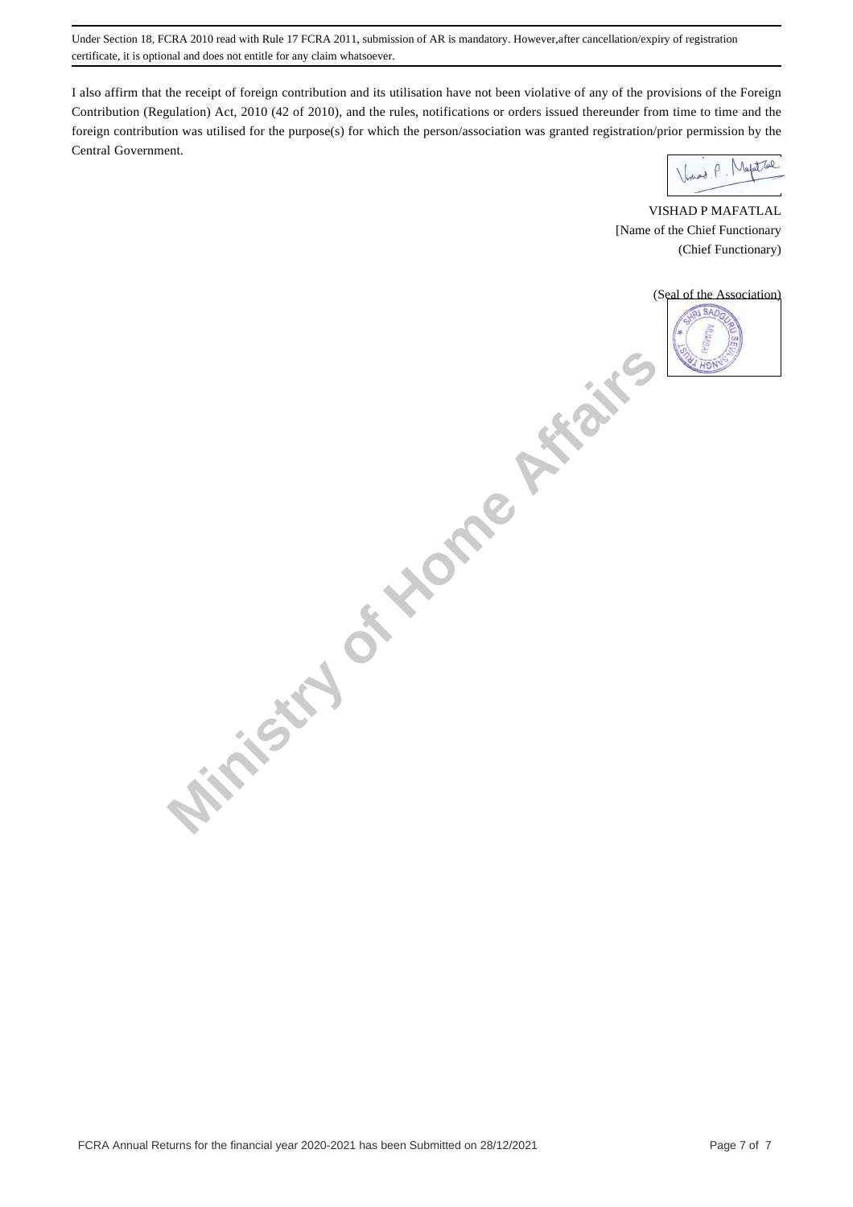Under Section 18, FCRA 2010 read with Rule 17 FCRA 2011, submission of AR is mandatory. However,after cancellation/expiry of registration certificate, it is optional and does not entitle for any claim whatsoever.

I also affirm that the receipt of foreign contribution and its utilisation have not been violative of any of the provisions of the Foreign Contribution (Regulation) Act, 2010 (42 of 2010), and the rules, notifications or orders issued thereunder from time to time and the foreign contribution was utilised for the purpose(s) for which the person/association was granted registration/prior permission by the Central Government.

VISHAD P MAFATLAL
[Name of the Chief Functionary
(Chief Functionary)

(Seal of the Association)